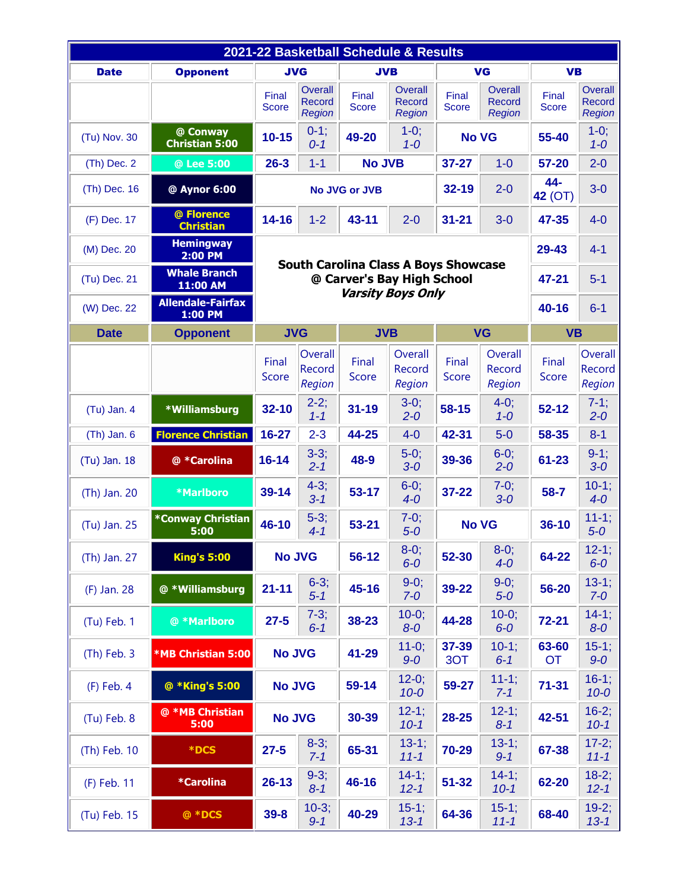| 2021-22 Basketball Schedule & Results | | | | | | | | | |
|---|---|---|---|---|---|---|---|---|---|
| **Date** | **Opponent** | **JVG** | | **JVB** | | **VG** | | **VB** | |
| | | Final Score | Overall Record *Region* | Final Score | Overall Record *Region* | Final Score | Overall Record *Region* | Final Score | Overall Record *Region* |
| (Tu) Nov. 30 | @ Conway Christian 5:00 | **10-15** | 0-1; *0-1* | **49-20** | 1-0; *1-0* | **No VG** | | **55-40** | 1-0; *1-0* |
| (Th) Dec. 2 | @ Lee 5:00 | **26-3** | 1-1 | **No JVB** | | **37-27** | 1-0 | **57-20** | 2-0 |
| (Th) Dec. 16 | @ Aynor 6:00 | **No JVG or JVB** | | | | **32-19** | 2-0 | **44-42** (OT) | 3-0 |
| (F) Dec. 17 | @ Florence Christian | **14-16** | 1-2 | **43-11** | 2-0 | **31-21** | 3-0 | **47-35** | 4-0 |
| (M) Dec. 20 | Hemingway 2:00 PM | **South Carolina Class A Boys Showcase @ Carver's Bay High School *Varsity Boys Only*** | | | | | | **29-43** | 4-1 |
| (Tu) Dec. 21 | Whale Branch 11:00 AM | | | | | | | **47-21** | 5-1 |
| (W) Dec. 22 | Allendale-Fairfax 1:00 PM | | | | | | | **40-16** | 6-1 |
| **Date** | **Opponent** | **JVG** | | **JVB** | | **VG** | | **VB** | |
| | | Final Score | Overall Record *Region* | Final Score | Overall Record *Region* | Final Score | Overall Record *Region* | Final Score | Overall Record *Region* |
| (Tu) Jan. 4 | *Williamsburg | **32-10** | 2-2; *1-1* | **31-19** | 3-0; *2-0* | **58-15** | 4-0; *1-0* | **52-12** | 7-1; *2-0* |
| (Th) Jan. 6 | Florence Christian | **16-27** | 2-3 | **44-25** | 4-0 | **42-31** | 5-0 | **58-35** | 8-1 |
| (Tu) Jan. 18 | @ *Carolina | **16-14** | 3-3; *2-1* | **48-9** | 5-0; *3-0* | **39-36** | 6-0; *2-0* | **61-23** | 9-1; *3-0* |
| (Th) Jan. 20 | *Marlboro | **39-14** | 4-3; *3-1* | **53-17** | 6-0; *4-0* | **37-22** | 7-0; *3-0* | **58-7** | 10-1; *4-0* |
| (Tu) Jan. 25 | *Conway Christian 5:00 | **46-10** | 5-3; *4-1* | **53-21** | 7-0; *5-0* | **No VG** | | **36-10** | 11-1; *5-0* |
| (Th) Jan. 27 | King's 5:00 | **No JVG** | | **56-12** | 8-0; *6-0* | **52-30** | 8-0; *4-0* | **64-22** | 12-1; *6-0* |
| (F) Jan. 28 | @ *Williamsburg | **21-11** | 6-3; *5-1* | **45-16** | 9-0; *7-0* | **39-22** | 9-0; *5-0* | **56-20** | 13-1; *7-0* |
| (Tu) Feb. 1 | @ *Marlboro | **27-5** | 7-3; *6-1* | **38-23** | 10-0; *8-0* | **44-28** | 10-0; *6-0* | **72-21** | 14-1; *8-0* |
| (Th) Feb. 3 | *MB Christian 5:00 | **No JVG** | | **41-29** | 11-0; *9-0* | **37-39** 3OT | 10-1; *6-1* | **63-60** OT | 15-1; *9-0* |
| (F) Feb. 4 | @ *King's 5:00 | **No JVG** | | **59-14** | 12-0; *10-0* | **59-27** | 11-1; *7-1* | **71-31** | 16-1; *10-0* |
| (Tu) Feb. 8 | @ *MB Christian 5:00 | **No JVG** | | **30-39** | 12-1; *10-1* | **28-25** | 12-1; *8-1* | **42-51** | 16-2; *10-1* |
| (Th) Feb. 10 | *DCS | **27-5** | 8-3; *7-1* | **65-31** | 13-1; *11-1* | **70-29** | 13-1; *9-1* | **67-38** | 17-2; *11-1* |
| (F) Feb. 11 | *Carolina | **26-13** | 9-3; *8-1* | **46-16** | 14-1; *12-1* | **51-32** | 14-1; *10-1* | **62-20** | 18-2; *12-1* |
| (Tu) Feb. 15 | @ *DCS | **39-8** | 10-3; *9-1* | **40-29** | 15-1; *13-1* | **64-36** | 15-1; *11-1* | **68-40** | 19-2; *13-1* |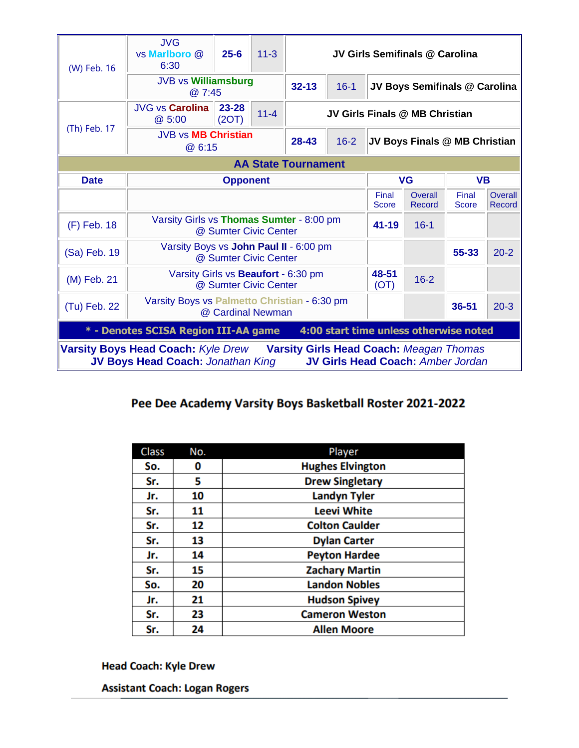| (W) Feb. 16 | JVG vs Marlboro @ 6:30 | 25-6 | 11-3 | JV Girls Semifinals @ Carolina |
|---|---|---|---|---|
| | JVB vs Williamsburg @ 7:45 | 32-13 | 16-1 | JV Boys Semifinals @ Carolina |
| (Th) Feb. 17 | JVG vs Carolina @ 5:00 | 23-28 (2OT) | 11-4 | JV Girls Finals @ MB Christian |
| | JVB vs MB Christian @ 6:15 | 28-43 | 16-2 | JV Boys Finals @ MB Christian |

**AA State Tournament**

| Date | Opponent | VG | | VB | |
|---|---|---|---|---|---|
| | | Final Score | Overall Record | Final Score | Overall Record |
| (F) Feb. 18 | Varsity Girls vs Thomas Sumter - 8:00 pm @ Sumter Civic Center | 41-19 | 16-1 | | |
| (Sa) Feb. 19 | Varsity Boys vs John Paul II - 6:00 pm @ Sumter Civic Center | | | 55-33 | 20-2 |
| (M) Feb. 21 | Varsity Girls vs Beaufort - 6:30 pm @ Sumter Civic Center | 48-51 (OT) | 16-2 | | |
| (Tu) Feb. 22 | Varsity Boys vs Palmetto Christian - 6:30 pm @ Cardinal Newman | | | 36-51 | 20-3 |

**\* - Denotes SCISA Region III-AA game     4:00 start time unless otherwise noted**

**Varsity Boys Head Coach:** *Kyle Drew*     **Varsity Girls Head Coach:** *Meagan Thomas*
**JV Boys Head Coach:** *Jonathan King*     **JV Girls Head Coach:** *Amber Jordan*

## Pee Dee Academy Varsity Boys Basketball Roster 2021-2022

| Class | No. | Player |
|---|---|---|
| So. | 0 | Hughes Elvington |
| Sr. | 5 | Drew Singletary |
| Jr. | 10 | Landyn Tyler |
| Sr. | 11 | Leevi White |
| Sr. | 12 | Colton Caulder |
| Sr. | 13 | Dylan Carter |
| Jr. | 14 | Peyton Hardee |
| Sr. | 15 | Zachary Martin |
| So. | 20 | Landon Nobles |
| Jr. | 21 | Hudson Spivey |
| Sr. | 23 | Cameron Weston |
| Sr. | 24 | Allen Moore |

**Head Coach: Kyle Drew**

**Assistant Coach: Logan Rogers**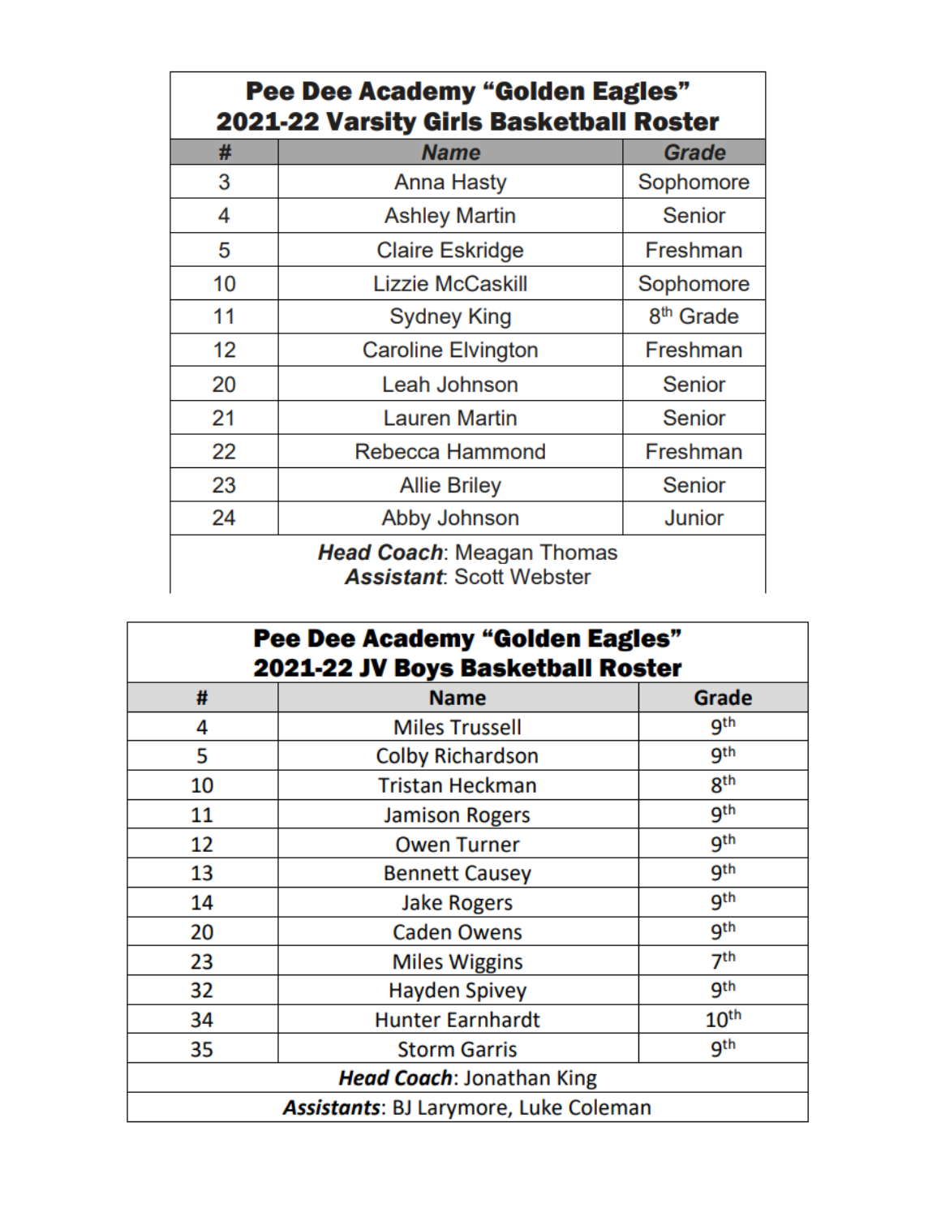## Pee Dee Academy "Golden Eagles"
## 2021-22 Varsity Girls Basketball Roster

| # | Name | Grade |
| --- | --- | --- |
| 3 | Anna Hasty | Sophomore |
| 4 | Ashley Martin | Senior |
| 5 | Claire Eskridge | Freshman |
| 10 | Lizzie McCaskill | Sophomore |
| 11 | Sydney King | 8th Grade |
| 12 | Caroline Elvington | Freshman |
| 20 | Leah Johnson | Senior |
| 21 | Lauren Martin | Senior |
| 22 | Rebecca Hammond | Freshman |
| 23 | Allie Briley | Senior |
| 24 | Abby Johnson | Junior |

***Head Coach***: Meagan Thomas
***Assistant***: Scott Webster

## Pee Dee Academy "Golden Eagles"
## 2021-22 JV Boys Basketball Roster

| # | Name | Grade |
| --- | --- | --- |
| 4 | Miles Trussell | 9th |
| 5 | Colby Richardson | 9th |
| 10 | Tristan Heckman | 8th |
| 11 | Jamison Rogers | 9th |
| 12 | Owen Turner | 9th |
| 13 | Bennett Causey | 9th |
| 14 | Jake Rogers | 9th |
| 20 | Caden Owens | 9th |
| 23 | Miles Wiggins | 7th |
| 32 | Hayden Spivey | 9th |
| 34 | Hunter Earnhardt | 10th |
| 35 | Storm Garris | 9th |

***Head Coach***: Jonathan King

***Assistants***: BJ Larymore, Luke Coleman